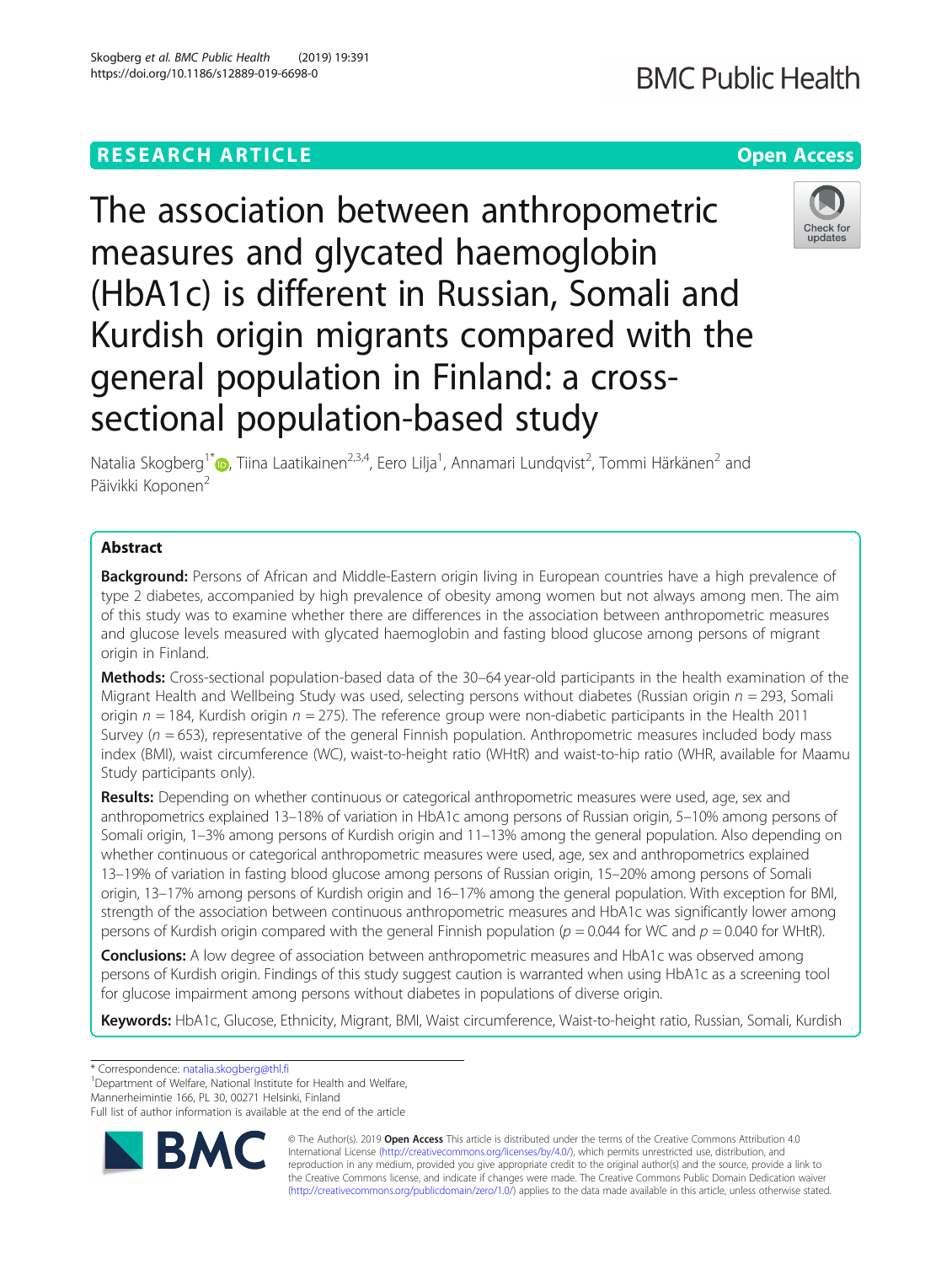RESEARCH ARTICLE

Open Access

# The association between anthropometric measures and glycated haemoglobin (HbA1c) is different in Russian, Somali and Kurdish origin migrants compared with the general population in Finland: a cross-sectional population-based study

Natalia Skogberg[1*], Tiina Laatikainen[2,3,4], Eero Lilja[1], Annamari Lundqvist[2], Tommi Härkänen[2] and Päivikki Koponen[2]

## Abstract

**Background:** Persons of African and Middle-Eastern origin living in European countries have a high prevalence of type 2 diabetes, accompanied by high prevalence of obesity among women but not always among men. The aim of this study was to examine whether there are differences in the association between anthropometric measures and glucose levels measured with glycated haemoglobin and fasting blood glucose among persons of migrant origin in Finland.

**Methods:** Cross-sectional population-based data of the 30–64 year-old participants in the health examination of the Migrant Health and Wellbeing Study was used, selecting persons without diabetes (Russian origin $n$ = 293, Somali origin $n$ = 184, Kurdish origin $n$ = 275). The reference group were non-diabetic participants in the Health 2011 Survey ($n$ = 653), representative of the general Finnish population. Anthropometric measures included body mass index (BMI), waist circumference (WC), waist-to-height ratio (WHtR) and waist-to-hip ratio (WHR, available for Maamu Study participants only).

**Results:** Depending on whether continuous or categorical anthropometric measures were used, age, sex and anthropometrics explained 13–18% of variation in HbA1c among persons of Russian origin, 5–10% among persons of Somali origin, 1–3% among persons of Kurdish origin and 11–13% among the general population. Also depending on whether continuous or categorical anthropometric measures were used, age, sex and anthropometrics explained 13–19% of variation in fasting blood glucose among persons of Russian origin, 15–20% among persons of Somali origin, 13–17% among persons of Kurdish origin and 16–17% among the general population. With exception for BMI, strength of the association between continuous anthropometric measures and HbA1c was significantly lower among persons of Kurdish origin compared with the general Finnish population ($p$ = 0.044 for WC and $p$ = 0.040 for WHtR).

**Conclusions:** A low degree of association between anthropometric measures and HbA1c was observed among persons of Kurdish origin. Findings of this study suggest caution is warranted when using HbA1c as a screening tool for glucose impairment among persons without diabetes in populations of diverse origin.

**Keywords:** HbA1c, Glucose, Ethnicity, Migrant, BMI, Waist circumference, Waist-to-height ratio, Russian, Somali, Kurdish

* Correspondence: natalia.skogberg@thl.fi
[1]Department of Welfare, National Institute for Health and Welfare, Mannerheimintie 166, PL 30, 00271 Helsinki, Finland
Full list of author information is available at the end of the article

© The Author(s). 2019 **Open Access** This article is distributed under the terms of the Creative Commons Attribution 4.0 International License (http://creativecommons.org/licenses/by/4.0/), which permits unrestricted use, distribution, and reproduction in any medium, provided you give appropriate credit to the original author(s) and the source, provide a link to the Creative Commons license, and indicate if changes were made. The Creative Commons Public Domain Dedication waiver (http://creativecommons.org/publicdomain/zero/1.0/) applies to the data made available in this article, unless otherwise stated.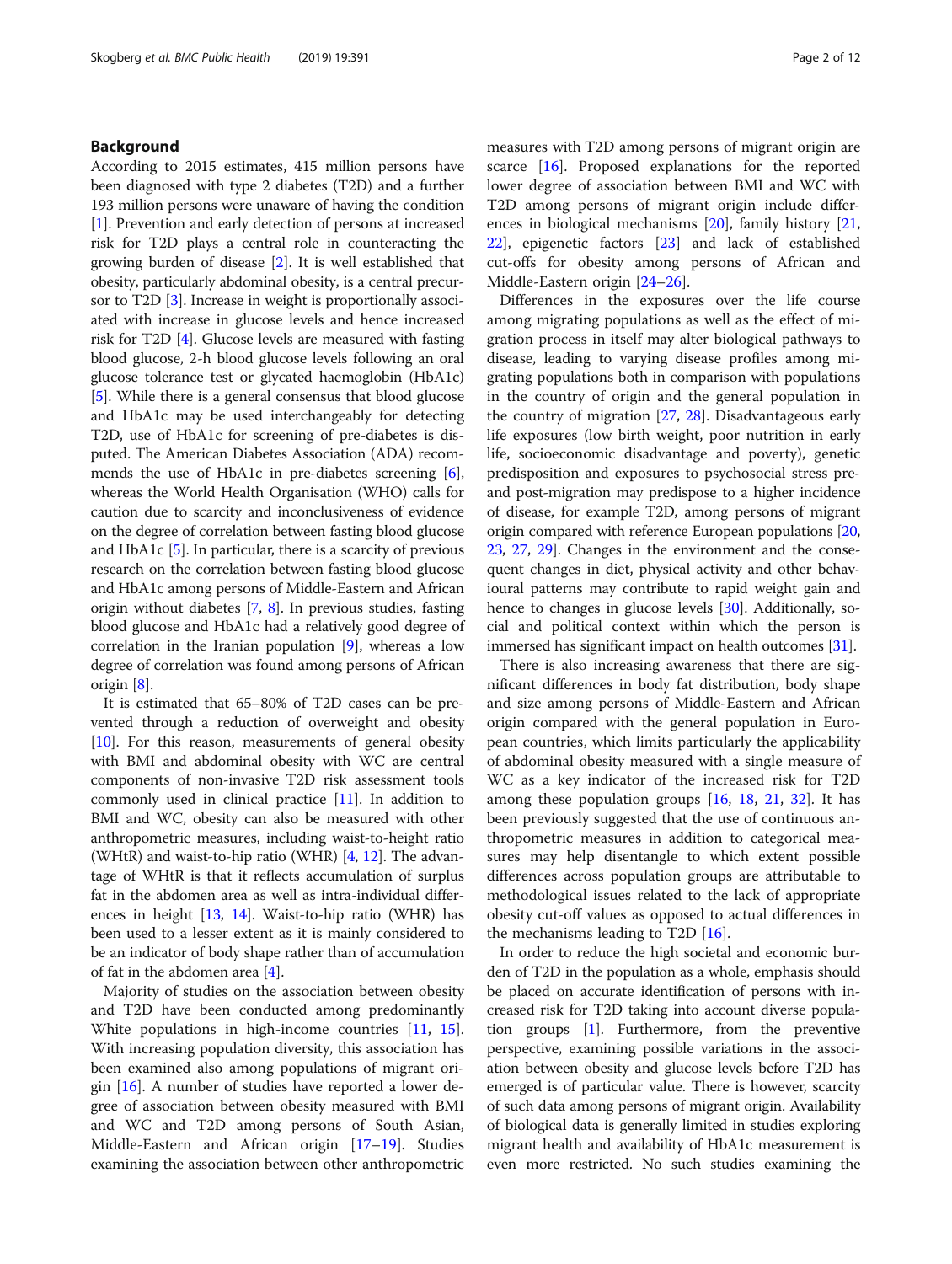## Background

According to 2015 estimates, 415 million persons have been diagnosed with type 2 diabetes (T2D) and a further 193 million persons were unaware of having the condition [1]. Prevention and early detection of persons at increased risk for T2D plays a central role in counteracting the growing burden of disease [2]. It is well established that obesity, particularly abdominal obesity, is a central precursor to T2D [3]. Increase in weight is proportionally associated with increase in glucose levels and hence increased risk for T2D [4]. Glucose levels are measured with fasting blood glucose, 2-h blood glucose levels following an oral glucose tolerance test or glycated haemoglobin (HbA1c) [5]. While there is a general consensus that blood glucose and HbA1c may be used interchangeably for detecting T2D, use of HbA1c for screening of pre-diabetes is disputed. The American Diabetes Association (ADA) recommends the use of HbA1c in pre-diabetes screening [6], whereas the World Health Organisation (WHO) calls for caution due to scarcity and inconclusiveness of evidence on the degree of correlation between fasting blood glucose and HbA1c [5]. In particular, there is a scarcity of previous research on the correlation between fasting blood glucose and HbA1c among persons of Middle-Eastern and African origin without diabetes [7, 8]. In previous studies, fasting blood glucose and HbA1c had a relatively good degree of correlation in the Iranian population [9], whereas a low degree of correlation was found among persons of African origin [8].

It is estimated that 65–80% of T2D cases can be prevented through a reduction of overweight and obesity [10]. For this reason, measurements of general obesity with BMI and abdominal obesity with WC are central components of non-invasive T2D risk assessment tools commonly used in clinical practice [11]. In addition to BMI and WC, obesity can also be measured with other anthropometric measures, including waist-to-height ratio (WHtR) and waist-to-hip ratio (WHR) [4, 12]. The advantage of WHtR is that it reflects accumulation of surplus fat in the abdomen area as well as intra-individual differences in height [13, 14]. Waist-to-hip ratio (WHR) has been used to a lesser extent as it is mainly considered to be an indicator of body shape rather than of accumulation of fat in the abdomen area [4].

Majority of studies on the association between obesity and T2D have been conducted among predominantly White populations in high-income countries [11, 15]. With increasing population diversity, this association has been examined also among populations of migrant origin [16]. A number of studies have reported a lower degree of association between obesity measured with BMI and WC and T2D among persons of South Asian, Middle-Eastern and African origin [17–19]. Studies examining the association between other anthropometric measures with T2D among persons of migrant origin are scarce [16]. Proposed explanations for the reported lower degree of association between BMI and WC with T2D among persons of migrant origin include differences in biological mechanisms [20], family history [21, 22], epigenetic factors [23] and lack of established cut-offs for obesity among persons of African and Middle-Eastern origin [24–26].

Differences in the exposures over the life course among migrating populations as well as the effect of migration process in itself may alter biological pathways to disease, leading to varying disease profiles among migrating populations both in comparison with populations in the country of origin and the general population in the country of migration [27, 28]. Disadvantageous early life exposures (low birth weight, poor nutrition in early life, socioeconomic disadvantage and poverty), genetic predisposition and exposures to psychosocial stress pre- and post-migration may predispose to a higher incidence of disease, for example T2D, among persons of migrant origin compared with reference European populations [20, 23, 27, 29]. Changes in the environment and the consequent changes in diet, physical activity and other behavioural patterns may contribute to rapid weight gain and hence to changes in glucose levels [30]. Additionally, social and political context within which the person is immersed has significant impact on health outcomes [31].

There is also increasing awareness that there are significant differences in body fat distribution, body shape and size among persons of Middle-Eastern and African origin compared with the general population in European countries, which limits particularly the applicability of abdominal obesity measured with a single measure of WC as a key indicator of the increased risk for T2D among these population groups [16, 18, 21, 32]. It has been previously suggested that the use of continuous anthropometric measures in addition to categorical measures may help disentangle to which extent possible differences across population groups are attributable to methodological issues related to the lack of appropriate obesity cut-off values as opposed to actual differences in the mechanisms leading to T2D [16].

In order to reduce the high societal and economic burden of T2D in the population as a whole, emphasis should be placed on accurate identification of persons with increased risk for T2D taking into account diverse population groups [1]. Furthermore, from the preventive perspective, examining possible variations in the association between obesity and glucose levels before T2D has emerged is of particular value. There is however, scarcity of such data among persons of migrant origin. Availability of biological data is generally limited in studies exploring migrant health and availability of HbA1c measurement is even more restricted. No such studies examining the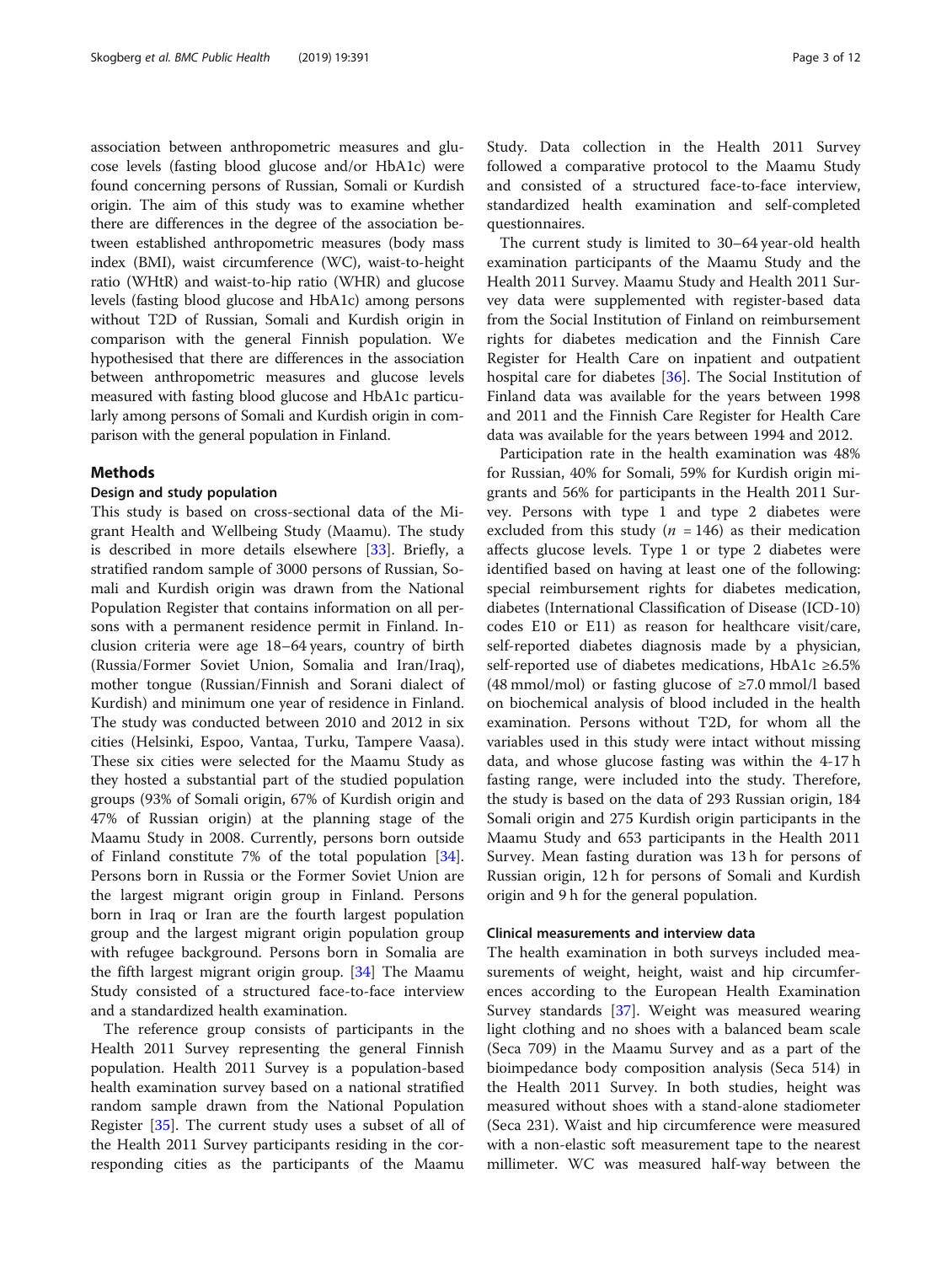association between anthropometric measures and glucose levels (fasting blood glucose and/or HbA1c) were found concerning persons of Russian, Somali or Kurdish origin. The aim of this study was to examine whether there are differences in the degree of the association between established anthropometric measures (body mass index (BMI), waist circumference (WC), waist-to-height ratio (WHtR) and waist-to-hip ratio (WHR) and glucose levels (fasting blood glucose and HbA1c) among persons without T2D of Russian, Somali and Kurdish origin in comparison with the general Finnish population. We hypothesised that there are differences in the association between anthropometric measures and glucose levels measured with fasting blood glucose and HbA1c particularly among persons of Somali and Kurdish origin in comparison with the general population in Finland.

## Methods

### Design and study population

This study is based on cross-sectional data of the Migrant Health and Wellbeing Study (Maamu). The study is described in more details elsewhere [33]. Briefly, a stratified random sample of 3000 persons of Russian, Somali and Kurdish origin was drawn from the National Population Register that contains information on all persons with a permanent residence permit in Finland. Inclusion criteria were age 18–64 years, country of birth (Russia/Former Soviet Union, Somalia and Iran/Iraq), mother tongue (Russian/Finnish and Sorani dialect of Kurdish) and minimum one year of residence in Finland. The study was conducted between 2010 and 2012 in six cities (Helsinki, Espoo, Vantaa, Turku, Tampere Vaasa). These six cities were selected for the Maamu Study as they hosted a substantial part of the studied population groups (93% of Somali origin, 67% of Kurdish origin and 47% of Russian origin) at the planning stage of the Maamu Study in 2008. Currently, persons born outside of Finland constitute 7% of the total population [34]. Persons born in Russia or the Former Soviet Union are the largest migrant origin group in Finland. Persons born in Iraq or Iran are the fourth largest population group and the largest migrant origin population group with refugee background. Persons born in Somalia are the fifth largest migrant origin group. [34] The Maamu Study consisted of a structured face-to-face interview and a standardized health examination.

The reference group consists of participants in the Health 2011 Survey representing the general Finnish population. Health 2011 Survey is a population-based health examination survey based on a national stratified random sample drawn from the National Population Register [35]. The current study uses a subset of all of the Health 2011 Survey participants residing in the corresponding cities as the participants of the Maamu Study. Data collection in the Health 2011 Survey followed a comparative protocol to the Maamu Study and consisted of a structured face-to-face interview, standardized health examination and self-completed questionnaires.

The current study is limited to 30–64 year-old health examination participants of the Maamu Study and the Health 2011 Survey. Maamu Study and Health 2011 Survey data were supplemented with register-based data from the Social Institution of Finland on reimbursement rights for diabetes medication and the Finnish Care Register for Health Care on inpatient and outpatient hospital care for diabetes [36]. The Social Institution of Finland data was available for the years between 1998 and 2011 and the Finnish Care Register for Health Care data was available for the years between 1994 and 2012.

Participation rate in the health examination was 48% for Russian, 40% for Somali, 59% for Kurdish origin migrants and 56% for participants in the Health 2011 Survey. Persons with type 1 and type 2 diabetes were excluded from this study ($n$ = 146) as their medication affects glucose levels. Type 1 or type 2 diabetes were identified based on having at least one of the following: special reimbursement rights for diabetes medication, diabetes (International Classification of Disease (ICD-10) codes E10 or E11) as reason for healthcare visit/care, self-reported diabetes diagnosis made by a physician, self-reported use of diabetes medications, HbA1c ≥6.5% (48 mmol/mol) or fasting glucose of ≥7.0 mmol/l based on biochemical analysis of blood included in the health examination. Persons without T2D, for whom all the variables used in this study were intact without missing data, and whose glucose fasting was within the 4-17 h fasting range, were included into the study. Therefore, the study is based on the data of 293 Russian origin, 184 Somali origin and 275 Kurdish origin participants in the Maamu Study and 653 participants in the Health 2011 Survey. Mean fasting duration was 13 h for persons of Russian origin, 12 h for persons of Somali and Kurdish origin and 9 h for the general population.

### Clinical measurements and interview data

The health examination in both surveys included measurements of weight, height, waist and hip circumferences according to the European Health Examination Survey standards [37]. Weight was measured wearing light clothing and no shoes with a balanced beam scale (Seca 709) in the Maamu Survey and as a part of the bioimpedance body composition analysis (Seca 514) in the Health 2011 Survey. In both studies, height was measured without shoes with a stand-alone stadiometer (Seca 231). Waist and hip circumference were measured with a non-elastic soft measurement tape to the nearest millimeter. WC was measured half-way between the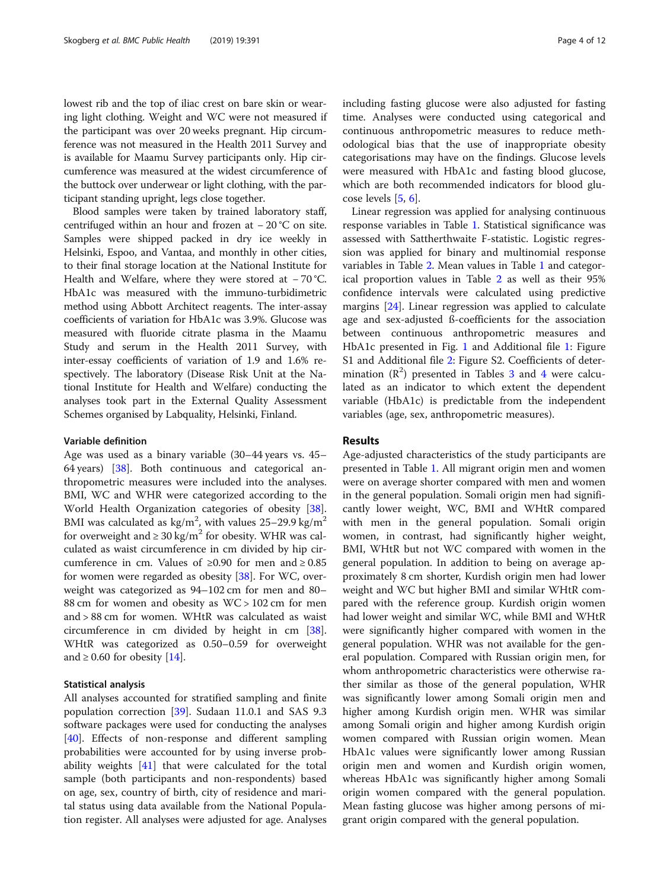lowest rib and the top of iliac crest on bare skin or wearing light clothing. Weight and WC were not measured if the participant was over 20 weeks pregnant. Hip circumference was not measured in the Health 2011 Survey and is available for Maamu Survey participants only. Hip circumference was measured at the widest circumference of the buttock over underwear or light clothing, with the participant standing upright, legs close together.

Blood samples were taken by trained laboratory staff, centrifuged within an hour and frozen at − 20 °C on site. Samples were shipped packed in dry ice weekly in Helsinki, Espoo, and Vantaa, and monthly in other cities, to their final storage location at the National Institute for Health and Welfare, where they were stored at − 70 °C. HbA1c was measured with the immuno-turbidimetric method using Abbott Architect reagents. The inter-assay coefficients of variation for HbA1c was 3.9%. Glucose was measured with fluoride citrate plasma in the Maamu Study and serum in the Health 2011 Survey, with inter-essay coefficients of variation of 1.9 and 1.6% respectively. The laboratory (Disease Risk Unit at the National Institute for Health and Welfare) conducting the analyses took part in the External Quality Assessment Schemes organised by Labquality, Helsinki, Finland.

### Variable definition

Age was used as a binary variable (30–44 years vs. 45–64 years) [38]. Both continuous and categorical anthropometric measures were included into the analyses. BMI, WC and WHR were categorized according to the World Health Organization categories of obesity [38]. BMI was calculated as $kg/m^2$, with values 25–29.9 $kg/m^2$ for overweight and ≥ 30 $kg/m^2$ for obesity. WHR was calculated as waist circumference in cm divided by hip circumference in cm. Values of ≥0.90 for men and ≥ 0.85 for women were regarded as obesity [38]. For WC, overweight was categorized as 94–102 cm for men and 80–88 cm for women and obesity as WC > 102 cm for men and > 88 cm for women. WHtR was calculated as waist circumference in cm divided by height in cm [38]. WHtR was categorized as 0.50–0.59 for overweight and ≥ 0.60 for obesity [14].

### Statistical analysis

All analyses accounted for stratified sampling and finite population correction [39]. Sudaan 11.0.1 and SAS 9.3 software packages were used for conducting the analyses [40]. Effects of non-response and different sampling probabilities were accounted for by using inverse probability weights [41] that were calculated for the total sample (both participants and non-respondents) based on age, sex, country of birth, city of residence and marital status using data available from the National Population register. All analyses were adjusted for age. Analyses including fasting glucose were also adjusted for fasting time. Analyses were conducted using categorical and continuous anthropometric measures to reduce methodological bias that the use of inappropriate obesity categorisations may have on the findings. Glucose levels were measured with HbA1c and fasting blood glucose, which are both recommended indicators for blood glucose levels [5, 6].

Linear regression was applied for analysing continuous response variables in Table 1. Statistical significance was assessed with Sattherthwaite F-statistic. Logistic regression was applied for binary and multinomial response variables in Table 2. Mean values in Table 1 and categorical proportion values in Table 2 as well as their 95% confidence intervals were calculated using predictive margins [24]. Linear regression was applied to calculate age and sex-adjusted ß-coefficients for the association between continuous anthropometric measures and HbA1c presented in Fig. 1 and Additional file 1: Figure S1 and Additional file 2: Figure S2. Coefficients of determination ($R^2$) presented in Tables 3 and 4 were calculated as an indicator to which extent the dependent variable (HbA1c) is predictable from the independent variables (age, sex, anthropometric measures).

## Results

Age-adjusted characteristics of the study participants are presented in Table 1. All migrant origin men and women were on average shorter compared with men and women in the general population. Somali origin men had significantly lower weight, WC, BMI and WHtR compared with men in the general population. Somali origin women, in contrast, had significantly higher weight, BMI, WHtR but not WC compared with women in the general population. In addition to being on average approximately 8 cm shorter, Kurdish origin men had lower weight and WC but higher BMI and similar WHtR compared with the reference group. Kurdish origin women had lower weight and similar WC, while BMI and WHtR were significantly higher compared with women in the general population. WHR was not available for the general population. Compared with Russian origin men, for whom anthropometric characteristics were otherwise rather similar as those of the general population, WHR was significantly lower among Somali origin men and higher among Kurdish origin men. WHR was similar among Somali origin and higher among Kurdish origin women compared with Russian origin women. Mean HbA1c values were significantly lower among Russian origin men and women and Kurdish origin women, whereas HbA1c was significantly higher among Somali origin women compared with the general population. Mean fasting glucose was higher among persons of migrant origin compared with the general population.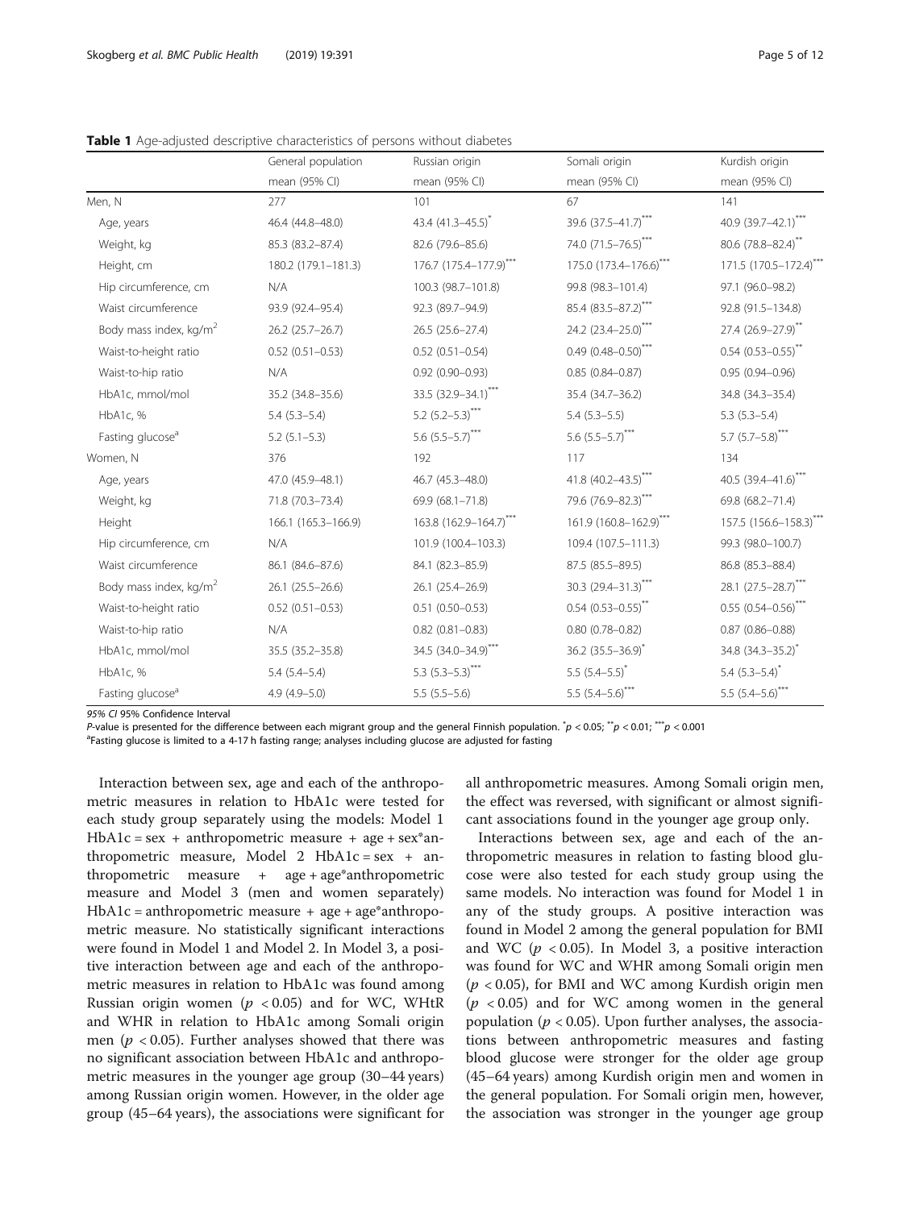**Table 1** Age-adjusted descriptive characteristics of persons without diabetes

| | General population mean (95% CI) | Russian origin mean (95% CI) | Somali origin mean (95% CI) | Kurdish origin mean (95% CI) |
|---|---|---|---|---|
| Men, N | 277 | 101 | 67 | 141 |
| Age, years | 46.4 (44.8–48.0) | 43.4 (41.3–45.5)* | 39.6 (37.5–41.7)*** | 40.9 (39.7–42.1)*** |
| Weight, kg | 85.3 (83.2–87.4) | 82.6 (79.6–85.6) | 74.0 (71.5–76.5)*** | 80.6 (78.8–82.4)** |
| Height, cm | 180.2 (179.1–181.3) | 176.7 (175.4–177.9)*** | 175.0 (173.4–176.6)*** | 171.5 (170.5–172.4)*** |
| Hip circumference, cm | N/A | 100.3 (98.7–101.8) | 99.8 (98.3–101.4) | 97.1 (96.0–98.2) |
| Waist circumference | 93.9 (92.4–95.4) | 92.3 (89.7–94.9) | 85.4 (83.5–87.2)*** | 92.8 (91.5–134.8) |
| Body mass index, kg/m$^2$ | 26.2 (25.7–26.7) | 26.5 (25.6–27.4) | 24.2 (23.4–25.0)*** | 27.4 (26.9–27.9)** |
| Waist-to-height ratio | 0.52 (0.51–0.53) | 0.52 (0.51–0.54) | 0.49 (0.48–0.50)*** | 0.54 (0.53–0.55)** |
| Waist-to-hip ratio | N/A | 0.92 (0.90–0.93) | 0.85 (0.84–0.87) | 0.95 (0.94–0.96) |
| HbA1c, mmol/mol | 35.2 (34.8–35.6) | 33.5 (32.9–34.1)*** | 35.4 (34.7–36.2) | 34.8 (34.3–35.4) |
| HbA1c, % | 5.4 (5.3–5.4) | 5.2 (5.2–5.3)*** | 5.4 (5.3–5.5) | 5.3 (5.3–5.4) |
| Fasting glucose[a] | 5.2 (5.1–5.3) | 5.6 (5.5–5.7)*** | 5.6 (5.5–5.7)*** | 5.7 (5.7–5.8)*** |
| Women, N | 376 | 192 | 117 | 134 |
| Age, years | 47.0 (45.9–48.1) | 46.7 (45.3–48.0) | 41.8 (40.2–43.5)*** | 40.5 (39.4–41.6)*** |
| Weight, kg | 71.8 (70.3–73.4) | 69.9 (68.1–71.8) | 79.6 (76.9–82.3)*** | 69.8 (68.2–71.4) |
| Height | 166.1 (165.3–166.9) | 163.8 (162.9–164.7)*** | 161.9 (160.8–162.9)*** | 157.5 (156.6–158.3)*** |
| Hip circumference, cm | N/A | 101.9 (100.4–103.3) | 109.4 (107.5–111.3) | 99.3 (98.0–100.7) |
| Waist circumference | 86.1 (84.6–87.6) | 84.1 (82.3–85.9) | 87.5 (85.5–89.5) | 86.8 (85.3–88.4) |
| Body mass index, kg/m$^2$ | 26.1 (25.5–26.6) | 26.1 (25.4–26.9) | 30.3 (29.4–31.3)*** | 28.1 (27.5–28.7)*** |
| Waist-to-height ratio | 0.52 (0.51–0.53) | 0.51 (0.50–0.53) | 0.54 (0.53–0.55)** | 0.55 (0.54–0.56)*** |
| Waist-to-hip ratio | N/A | 0.82 (0.81–0.83) | 0.80 (0.78–0.82) | 0.87 (0.86–0.88) |
| HbA1c, mmol/mol | 35.5 (35.2–35.8) | 34.5 (34.0–34.9)*** | 36.2 (35.5–36.9)* | 34.8 (34.3–35.2)* |
| HbA1c, % | 5.4 (5.4–5.4) | 5.3 (5.3–5.3)*** | 5.5 (5.4–5.5)* | 5.4 (5.3–5.4)* |
| Fasting glucose[a] | 4.9 (4.9–5.0) | 5.5 (5.5–5.6) | 5.5 (5.4–5.6)*** | 5.5 (5.4–5.6)*** |

*95% CI* 95% Confidence Interval

*P*-value is presented for the difference between each migrant group and the general Finnish population. *$p < 0.05$; **$p < 0.01$; ***$p < 0.001$

[a]Fasting glucose is limited to a 4-17 h fasting range; analyses including glucose are adjusted for fasting

Interaction between sex, age and each of the anthropometric measures in relation to HbA1c were tested for each study group separately using the models: Model 1 HbA1c = sex + anthropometric measure + age + sex*anthropometric measure, Model 2 HbA1c = sex + anthropometric measure + age + age*anthropometric measure and Model 3 (men and women separately) HbA1c = anthropometric measure + age + age*anthropometric measure. No statistically significant interactions were found in Model 1 and Model 2. In Model 3, a positive interaction between age and each of the anthropometric measures in relation to HbA1c was found among Russian origin women ($p < 0.05$) and for WC, WHtR and WHR in relation to HbA1c among Somali origin men ($p < 0.05$). Further analyses showed that there was no significant association between HbA1c and anthropometric measures in the younger age group (30–44 years) among Russian origin women. However, in the older age group (45–64 years), the associations were significant for all anthropometric measures. Among Somali origin men, the effect was reversed, with significant or almost significant associations found in the younger age group only.

Interactions between sex, age and each of the anthropometric measures in relation to fasting blood glucose were also tested for each study group using the same models. No interaction was found for Model 1 in any of the study groups. A positive interaction was found in Model 2 among the general population for BMI and WC ($p < 0.05$). In Model 3, a positive interaction was found for WC and WHR among Somali origin men ($p < 0.05$), for BMI and WC among Kurdish origin men ($p < 0.05$) and for WC among women in the general population ($p < 0.05$). Upon further analyses, the associations between anthropometric measures and fasting blood glucose were stronger for the older age group (45–64 years) among Kurdish origin men and women in the general population. For Somali origin men, however, the association was stronger in the younger age group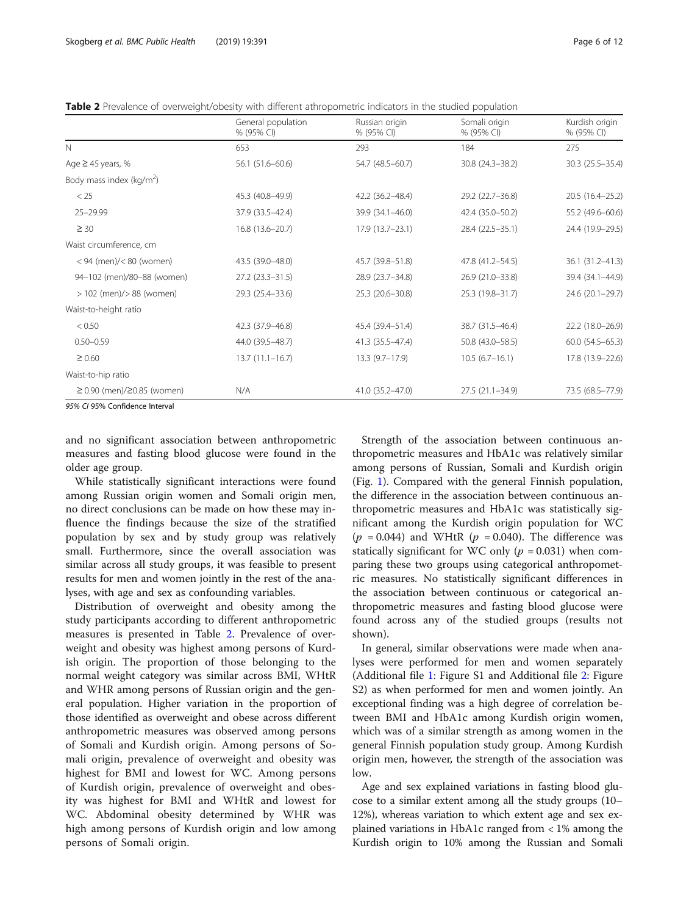**Table 2** Prevalence of overweight/obesity with different athropometric indicators in the studied population

| | General population % (95% CI) | Russian origin % (95% CI) | Somali origin % (95% CI) | Kurdish origin % (95% CI) |
|---|---|---|---|---|
| N | 653 | 293 | 184 | 275 |
| Age ≥ 45 years, % | 56.1 (51.6–60.6) | 54.7 (48.5–60.7) | 30.8 (24.3–38.2) | 30.3 (25.5–35.4) |
| Body mass index (kg/m$^2$) | | | | |
| < 25 | 45.3 (40.8–49.9) | 42.2 (36.2–48.4) | 29.2 (22.7–36.8) | 20.5 (16.4–25.2) |
| 25–29.99 | 37.9 (33.5–42.4) | 39.9 (34.1–46.0) | 42.4 (35.0–50.2) | 55.2 (49.6–60.6) |
| ≥ 30 | 16.8 (13.6–20.7) | 17.9 (13.7–23.1) | 28.4 (22.5–35.1) | 24.4 (19.9–29.5) |
| Waist circumference, cm | | | | |
| < 94 (men)/< 80 (women) | 43.5 (39.0–48.0) | 45.7 (39.8–51.8) | 47.8 (41.2–54.5) | 36.1 (31.2–41.3) |
| 94–102 (men)/80–88 (women) | 27.2 (23.3–31.5) | 28.9 (23.7–34.8) | 26.9 (21.0–33.8) | 39.4 (34.1–44.9) |
| > 102 (men)/> 88 (women) | 29.3 (25.4–33.6) | 25.3 (20.6–30.8) | 25.3 (19.8–31.7) | 24.6 (20.1–29.7) |
| Waist-to-height ratio | | | | |
| < 0.50 | 42.3 (37.9–46.8) | 45.4 (39.4–51.4) | 38.7 (31.5–46.4) | 22.2 (18.0–26.9) |
| 0.50–0.59 | 44.0 (39.5–48.7) | 41.3 (35.5–47.4) | 50.8 (43.0–58.5) | 60.0 (54.5–65.3) |
| ≥ 0.60 | 13.7 (11.1–16.7) | 13.3 (9.7–17.9) | 10.5 (6.7–16.1) | 17.8 (13.9–22.6) |
| Waist-to-hip ratio | | | | |
| ≥ 0.90 (men)/≥0.85 (women) | N/A | 41.0 (35.2–47.0) | 27.5 (21.1–34.9) | 73.5 (68.5–77.9) |

*95% CI* 95% Confidence Interval

and no significant association between anthropometric measures and fasting blood glucose were found in the older age group.

While statistically significant interactions were found among Russian origin women and Somali origin men, no direct conclusions can be made on how these may influence the findings because the size of the stratified population by sex and by study group was relatively small. Furthermore, since the overall association was similar across all study groups, it was feasible to present results for men and women jointly in the rest of the analyses, with age and sex as confounding variables.

Distribution of overweight and obesity among the study participants according to different anthropometric measures is presented in Table 2. Prevalence of overweight and obesity was highest among persons of Kurdish origin. The proportion of those belonging to the normal weight category was similar across BMI, WHtR and WHR among persons of Russian origin and the general population. Higher variation in the proportion of those identified as overweight and obese across different anthropometric measures was observed among persons of Somali and Kurdish origin. Among persons of Somali origin, prevalence of overweight and obesity was highest for BMI and lowest for WC. Among persons of Kurdish origin, prevalence of overweight and obesity was highest for BMI and WHtR and lowest for WC. Abdominal obesity determined by WHR was high among persons of Kurdish origin and low among persons of Somali origin.

Strength of the association between continuous anthropometric measures and HbA1c was relatively similar among persons of Russian, Somali and Kurdish origin (Fig. 1). Compared with the general Finnish population, the difference in the association between continuous anthropometric measures and HbA1c was statistically significant among the Kurdish origin population for WC ($p$ = 0.044) and WHtR ($p$ = 0.040). The difference was statically significant for WC only ($p$ = 0.031) when comparing these two groups using categorical anthropometric measures. No statistically significant differences in the association between continuous or categorical anthropometric measures and fasting blood glucose were found across any of the studied groups (results not shown).

In general, similar observations were made when analyses were performed for men and women separately (Additional file 1: Figure S1 and Additional file 2: Figure S2) as when performed for men and women jointly. An exceptional finding was a high degree of correlation between BMI and HbA1c among Kurdish origin women, which was of a similar strength as among women in the general Finnish population study group. Among Kurdish origin men, however, the strength of the association was low.

Age and sex explained variations in fasting blood glucose to a similar extent among all the study groups (10–12%), whereas variation to which extent age and sex explained variations in HbA1c ranged from < 1% among the Kurdish origin to 10% among the Russian and Somali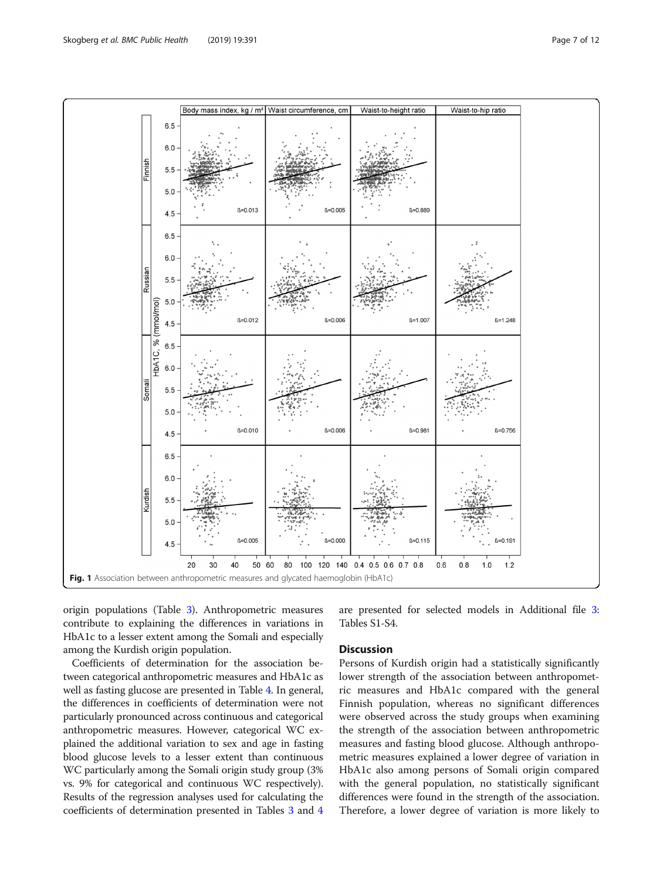Fig. 1 Association between anthropometric measures and glycated haemoglobin (HbA1c)

origin populations (Table 3). Anthropometric measures contribute to explaining the differences in variations in HbA1c to a lesser extent among the Somali and especially among the Kurdish origin population.

Coefficients of determination for the association between categorical anthropometric measures and HbA1c as well as fasting glucose are presented in Table 4. In general, the differences in coefficients of determination were not particularly pronounced across continuous and categorical anthropometric measures. However, categorical WC explained the additional variation to sex and age in fasting blood glucose levels to a lesser extent than continuous WC particularly among the Somali origin study group (3% vs. 9% for categorical and continuous WC respectively). Results of the regression analyses used for calculating the coefficients of determination presented in Tables 3 and 4 are presented for selected models in Additional file 3: Tables S1-S4.

## Discussion

Persons of Kurdish origin had a statistically significantly lower strength of the association between anthropometric measures and HbA1c compared with the general Finnish population, whereas no significant differences were observed across the study groups when examining the strength of the association between anthropometric measures and fasting blood glucose. Although anthropometric measures explained a lower degree of variation in HbA1c also among persons of Somali origin compared with the general population, no statistically significant differences were found in the strength of the association. Therefore, a lower degree of variation is more likely to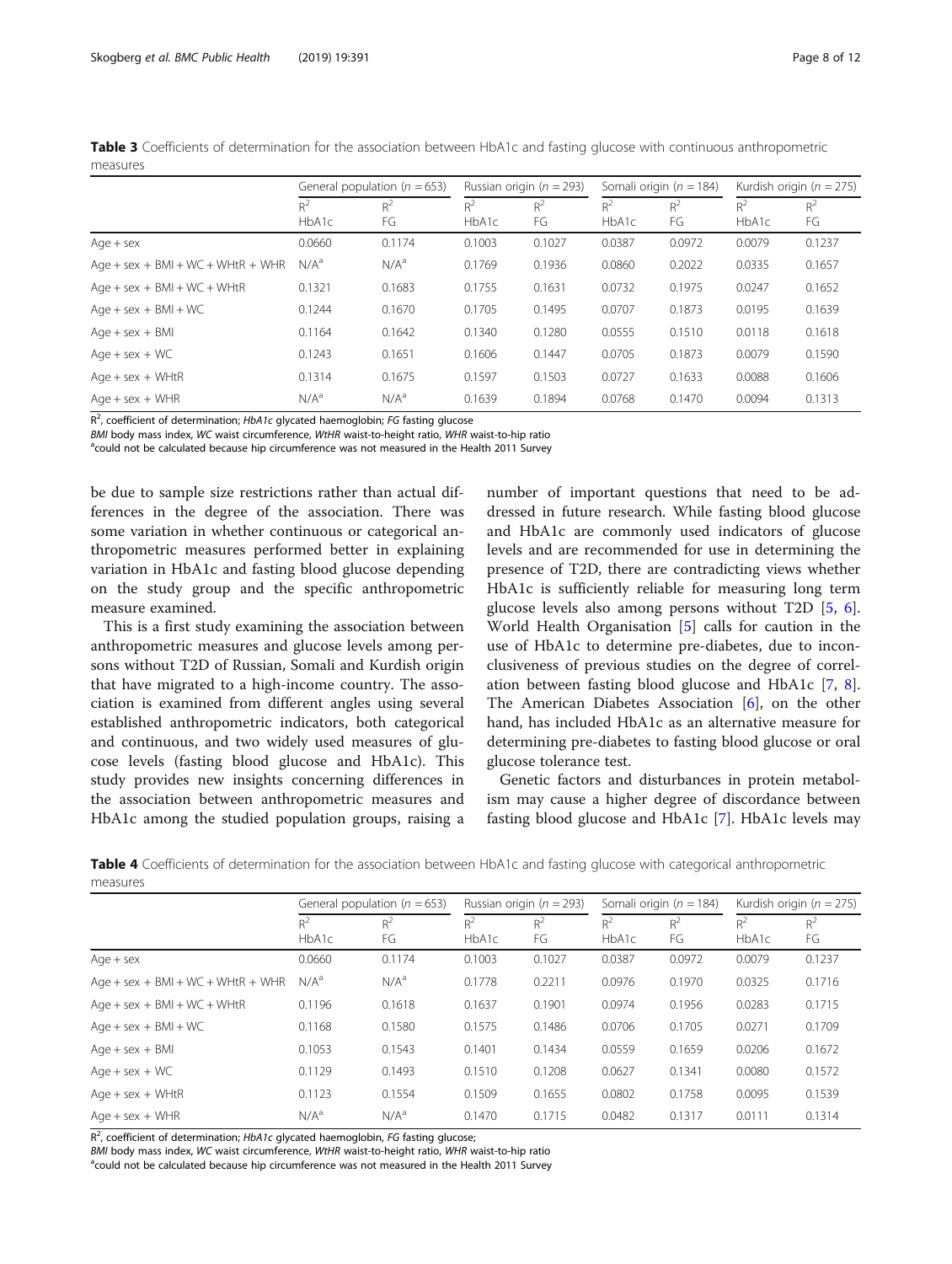**Table 3** Coefficients of determination for the association between HbA1c and fasting glucose with continuous anthropometric measures

| | General population ($n$ = 653) | | Russian origin ($n$ = 293) | | Somali origin ($n$ = 184) | | Kurdish origin ($n$ = 275) | |
|---|---|---|---|---|---|---|---|---|
| | $R^2$ HbA1c | $R^2$ FG | $R^2$ HbA1c | $R^2$ FG | $R^2$ HbA1c | $R^2$ FG | $R^2$ HbA1c | $R^2$ FG |
| Age + sex | 0.0660 | 0.1174 | 0.1003 | 0.1027 | 0.0387 | 0.0972 | 0.0079 | 0.1237 |
| Age + sex + BMI + WC + WHtR + WHR | N/A[a] | N/A[a] | 0.1769 | 0.1936 | 0.0860 | 0.2022 | 0.0335 | 0.1657 |
| Age + sex + BMI + WC + WHtR | 0.1321 | 0.1683 | 0.1755 | 0.1631 | 0.0732 | 0.1975 | 0.0247 | 0.1652 |
| Age + sex + BMI + WC | 0.1244 | 0.1670 | 0.1705 | 0.1495 | 0.0707 | 0.1873 | 0.0195 | 0.1639 |
| Age + sex + BMI | 0.1164 | 0.1642 | 0.1340 | 0.1280 | 0.0555 | 0.1510 | 0.0118 | 0.1618 |
| Age + sex + WC | 0.1243 | 0.1651 | 0.1606 | 0.1447 | 0.0705 | 0.1873 | 0.0079 | 0.1590 |
| Age + sex + WHtR | 0.1314 | 0.1675 | 0.1597 | 0.1503 | 0.0727 | 0.1633 | 0.0088 | 0.1606 |
| Age + sex + WHR | N/A[a] | N/A[a] | 0.1639 | 0.1894 | 0.0768 | 0.1470 | 0.0094 | 0.1313 |

$R^2$, coefficient of determination; *HbA1c* glycated haemoglobin; *FG* fasting glucose
*BMI* body mass index, *WC* waist circumference, *WtHR* waist-to-height ratio, *WHR* waist-to-hip ratio
[a]could not be calculated because hip circumference was not measured in the Health 2011 Survey

be due to sample size restrictions rather than actual differences in the degree of the association. There was some variation in whether continuous or categorical anthropometric measures performed better in explaining variation in HbA1c and fasting blood glucose depending on the study group and the specific anthropometric measure examined.

This is a first study examining the association between anthropometric measures and glucose levels among persons without T2D of Russian, Somali and Kurdish origin that have migrated to a high-income country. The association is examined from different angles using several established anthropometric indicators, both categorical and continuous, and two widely used measures of glucose levels (fasting blood glucose and HbA1c). This study provides new insights concerning differences in the association between anthropometric measures and HbA1c among the studied population groups, raising a number of important questions that need to be addressed in future research. While fasting blood glucose and HbA1c are commonly used indicators of glucose levels and are recommended for use in determining the presence of T2D, there are contradicting views whether HbA1c is sufficiently reliable for measuring long term glucose levels also among persons without T2D [5, 6]. World Health Organisation [5] calls for caution in the use of HbA1c to determine pre-diabetes, due to inconclusiveness of previous studies on the degree of correlation between fasting blood glucose and HbA1c [7, 8]. The American Diabetes Association [6], on the other hand, has included HbA1c as an alternative measure for determining pre-diabetes to fasting blood glucose or oral glucose tolerance test.

Genetic factors and disturbances in protein metabolism may cause a higher degree of discordance between fasting blood glucose and HbA1c [7]. HbA1c levels may

**Table 4** Coefficients of determination for the association between HbA1c and fasting glucose with categorical anthropometric measures

| | General population ($n$ = 653) | | Russian origin ($n$ = 293) | | Somali origin ($n$ = 184) | | Kurdish origin ($n$ = 275) | |
|---|---|---|---|---|---|---|---|---|
| | $R^2$ HbA1c | $R^2$ FG | $R^2$ HbA1c | $R^2$ FG | $R^2$ HbA1c | $R^2$ FG | $R^2$ HbA1c | $R^2$ FG |
| Age + sex | 0.0660 | 0.1174 | 0.1003 | 0.1027 | 0.0387 | 0.0972 | 0.0079 | 0.1237 |
| Age + sex + BMI + WC + WHtR + WHR | N/A[a] | N/A[a] | 0.1778 | 0.2211 | 0.0976 | 0.1970 | 0.0325 | 0.1716 |
| Age + sex + BMI + WC + WHtR | 0.1196 | 0.1618 | 0.1637 | 0.1901 | 0.0974 | 0.1956 | 0.0283 | 0.1715 |
| Age + sex + BMI + WC | 0.1168 | 0.1580 | 0.1575 | 0.1486 | 0.0706 | 0.1705 | 0.0271 | 0.1709 |
| Age + sex + BMI | 0.1053 | 0.1543 | 0.1401 | 0.1434 | 0.0559 | 0.1659 | 0.0206 | 0.1672 |
| Age + sex + WC | 0.1129 | 0.1493 | 0.1510 | 0.1208 | 0.0627 | 0.1341 | 0.0080 | 0.1572 |
| Age + sex + WHtR | 0.1123 | 0.1554 | 0.1509 | 0.1655 | 0.0802 | 0.1758 | 0.0095 | 0.1539 |
| Age + sex + WHR | N/A[a] | N/A[a] | 0.1470 | 0.1715 | 0.0482 | 0.1317 | 0.0111 | 0.1314 |

$R^2$, coefficient of determination; *HbA1c* glycated haemoglobin, *FG* fasting glucose;
*BMI* body mass index, *WC* waist circumference, *WtHR* waist-to-height ratio, *WHR* waist-to-hip ratio
[a]could not be calculated because hip circumference was not measured in the Health 2011 Survey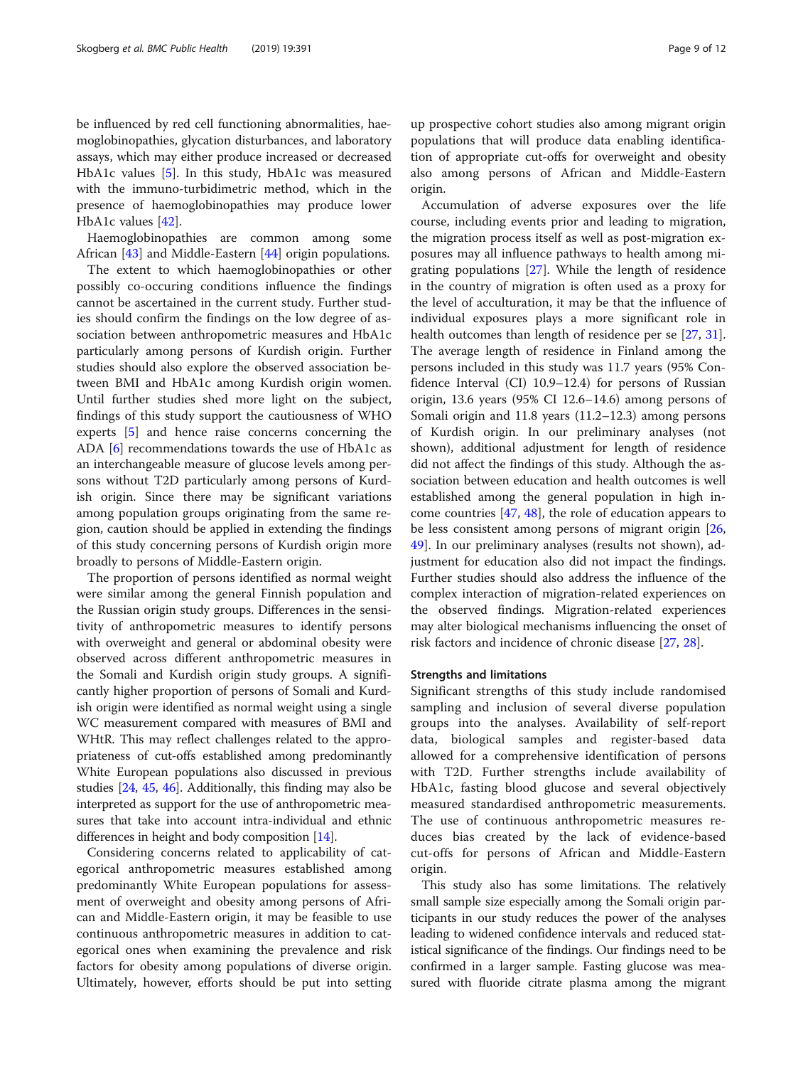be influenced by red cell functioning abnormalities, haemoglobinopathies, glycation disturbances, and laboratory assays, which may either produce increased or decreased HbA1c values [5]. In this study, HbA1c was measured with the immuno-turbidimetric method, which in the presence of haemoglobinopathies may produce lower HbA1c values [42].

Haemoglobinopathies are common among some African [43] and Middle-Eastern [44] origin populations.

The extent to which haemoglobinopathies or other possibly co-occuring conditions influence the findings cannot be ascertained in the current study. Further studies should confirm the findings on the low degree of association between anthropometric measures and HbA1c particularly among persons of Kurdish origin. Further studies should also explore the observed association between BMI and HbA1c among Kurdish origin women. Until further studies shed more light on the subject, findings of this study support the cautiousness of WHO experts [5] and hence raise concerns concerning the ADA [6] recommendations towards the use of HbA1c as an interchangeable measure of glucose levels among persons without T2D particularly among persons of Kurdish origin. Since there may be significant variations among population groups originating from the same region, caution should be applied in extending the findings of this study concerning persons of Kurdish origin more broadly to persons of Middle-Eastern origin.

The proportion of persons identified as normal weight were similar among the general Finnish population and the Russian origin study groups. Differences in the sensitivity of anthropometric measures to identify persons with overweight and general or abdominal obesity were observed across different anthropometric measures in the Somali and Kurdish origin study groups. A significantly higher proportion of persons of Somali and Kurdish origin were identified as normal weight using a single WC measurement compared with measures of BMI and WHtR. This may reflect challenges related to the appropriateness of cut-offs established among predominantly White European populations also discussed in previous studies [24, 45, 46]. Additionally, this finding may also be interpreted as support for the use of anthropometric measures that take into account intra-individual and ethnic differences in height and body composition [14].

Considering concerns related to applicability of categorical anthropometric measures established among predominantly White European populations for assessment of overweight and obesity among persons of African and Middle-Eastern origin, it may be feasible to use continuous anthropometric measures in addition to categorical ones when examining the prevalence and risk factors for obesity among populations of diverse origin. Ultimately, however, efforts should be put into setting up prospective cohort studies also among migrant origin populations that will produce data enabling identification of appropriate cut-offs for overweight and obesity also among persons of African and Middle-Eastern origin.

Accumulation of adverse exposures over the life course, including events prior and leading to migration, the migration process itself as well as post-migration exposures may all influence pathways to health among migrating populations [27]. While the length of residence in the country of migration is often used as a proxy for the level of acculturation, it may be that the influence of individual exposures plays a more significant role in health outcomes than length of residence per se [27, 31]. The average length of residence in Finland among the persons included in this study was 11.7 years (95% Confidence Interval (CI) 10.9–12.4) for persons of Russian origin, 13.6 years (95% CI 12.6–14.6) among persons of Somali origin and 11.8 years (11.2–12.3) among persons of Kurdish origin. In our preliminary analyses (not shown), additional adjustment for length of residence did not affect the findings of this study. Although the association between education and health outcomes is well established among the general population in high income countries [47, 48], the role of education appears to be less consistent among persons of migrant origin [26, 49]. In our preliminary analyses (results not shown), adjustment for education also did not impact the findings. Further studies should also address the influence of the complex interaction of migration-related experiences on the observed findings. Migration-related experiences may alter biological mechanisms influencing the onset of risk factors and incidence of chronic disease [27, 28].

### Strengths and limitations

Significant strengths of this study include randomised sampling and inclusion of several diverse population groups into the analyses. Availability of self-report data, biological samples and register-based data allowed for a comprehensive identification of persons with T2D. Further strengths include availability of HbA1c, fasting blood glucose and several objectively measured standardised anthropometric measurements. The use of continuous anthropometric measures reduces bias created by the lack of evidence-based cut-offs for persons of African and Middle-Eastern origin.

This study also has some limitations. The relatively small sample size especially among the Somali origin participants in our study reduces the power of the analyses leading to widened confidence intervals and reduced statistical significance of the findings. Our findings need to be confirmed in a larger sample. Fasting glucose was measured with fluoride citrate plasma among the migrant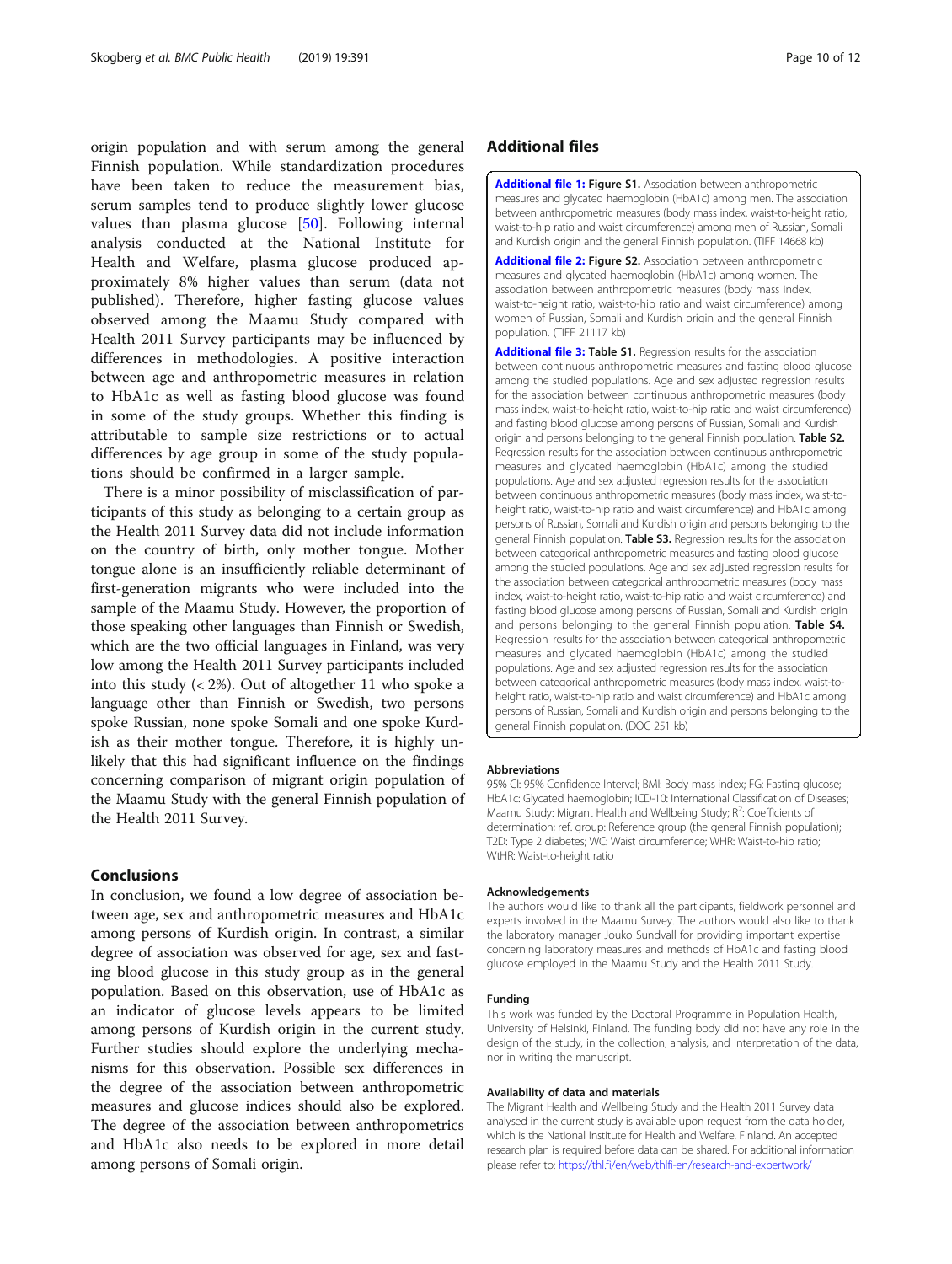origin population and with serum among the general Finnish population. While standardization procedures have been taken to reduce the measurement bias, serum samples tend to produce slightly lower glucose values than plasma glucose [50]. Following internal analysis conducted at the National Institute for Health and Welfare, plasma glucose produced approximately 8% higher values than serum (data not published). Therefore, higher fasting glucose values observed among the Maamu Study compared with Health 2011 Survey participants may be influenced by differences in methodologies. A positive interaction between age and anthropometric measures in relation to HbA1c as well as fasting blood glucose was found in some of the study groups. Whether this finding is attributable to sample size restrictions or to actual differences by age group in some of the study populations should be confirmed in a larger sample.

There is a minor possibility of misclassification of participants of this study as belonging to a certain group as the Health 2011 Survey data did not include information on the country of birth, only mother tongue. Mother tongue alone is an insufficiently reliable determinant of first-generation migrants who were included into the sample of the Maamu Study. However, the proportion of those speaking other languages than Finnish or Swedish, which are the two official languages in Finland, was very low among the Health 2011 Survey participants included into this study (< 2%). Out of altogether 11 who spoke a language other than Finnish or Swedish, two persons spoke Russian, none spoke Somali and one spoke Kurdish as their mother tongue. Therefore, it is highly unlikely that this had significant influence on the findings concerning comparison of migrant origin population of the Maamu Study with the general Finnish population of the Health 2011 Survey.

## Conclusions

In conclusion, we found a low degree of association between age, sex and anthropometric measures and HbA1c among persons of Kurdish origin. In contrast, a similar degree of association was observed for age, sex and fasting blood glucose in this study group as in the general population. Based on this observation, use of HbA1c as an indicator of glucose levels appears to be limited among persons of Kurdish origin in the current study. Further studies should explore the underlying mechanisms for this observation. Possible sex differences in the degree of the association between anthropometric measures and glucose indices should also be explored. The degree of the association between anthropometrics and HbA1c also needs to be explored in more detail among persons of Somali origin.

## Additional files

**Additional file 1: Figure S1.** Association between anthropometric measures and glycated haemoglobin (HbA1c) among men. The association between anthropometric measures (body mass index, waist-to-height ratio, waist-to-hip ratio and waist circumference) among men of Russian, Somali and Kurdish origin and the general Finnish population. (TIFF 14668 kb)

**Additional file 2: Figure S2.** Association between anthropometric measures and glycated haemoglobin (HbA1c) among women. The association between anthropometric measures (body mass index, waist-to-height ratio, waist-to-hip ratio and waist circumference) among women of Russian, Somali and Kurdish origin and the general Finnish population. (TIFF 21117 kb)

**Additional file 3: Table S1.** Regression results for the association between continuous anthropometric measures and fasting blood glucose among the studied populations. Age and sex adjusted regression results for the association between continuous anthropometric measures (body mass index, waist-to-height ratio, waist-to-hip ratio and waist circumference) and fasting blood glucose among persons of Russian, Somali and Kurdish origin and persons belonging to the general Finnish population. **Table S2.** Regression results for the association between continuous anthropometric measures and glycated haemoglobin (HbA1c) among the studied populations. Age and sex adjusted regression results for the association between continuous anthropometric measures (body mass index, waist-to-height ratio, waist-to-hip ratio and waist circumference) and HbA1c among persons of Russian, Somali and Kurdish origin and persons belonging to the general Finnish population. **Table S3.** Regression results for the association between categorical anthropometric measures and fasting blood glucose among the studied populations. Age and sex adjusted regression results for the association between categorical anthropometric measures (body mass index, waist-to-height ratio, waist-to-hip ratio and waist circumference) and fasting blood glucose among persons of Russian, Somali and Kurdish origin and persons belonging to the general Finnish population. **Table S4.** Regression results for the association between categorical anthropometric measures and glycated haemoglobin (HbA1c) among the studied populations. Age and sex adjusted regression results for the association between categorical anthropometric measures (body mass index, waist-to-height ratio, waist-to-hip ratio and waist circumference) and HbA1c among persons of Russian, Somali and Kurdish origin and persons belonging to the general Finnish population. (DOC 251 kb)

#### Abbreviations

95% CI: 95% Confidence Interval; BMI: Body mass index; FG: Fasting glucose; HbA1c: Glycated haemoglobin; ICD-10: International Classification of Diseases; Maamu Study: Migrant Health and Wellbeing Study; $R^2$: Coefficients of determination; ref. group: Reference group (the general Finnish population); T2D: Type 2 diabetes; WC: Waist circumference; WHR: Waist-to-hip ratio; WtHR: Waist-to-height ratio

#### Acknowledgements

The authors would like to thank all the participants, fieldwork personnel and experts involved in the Maamu Survey. The authors would also like to thank the laboratory manager Jouko Sundvall for providing important expertise concerning laboratory measures and methods of HbA1c and fasting blood glucose employed in the Maamu Study and the Health 2011 Study.

#### Funding

This work was funded by the Doctoral Programme in Population Health, University of Helsinki, Finland. The funding body did not have any role in the design of the study, in the collection, analysis, and interpretation of the data, nor in writing the manuscript.

#### Availability of data and materials

The Migrant Health and Wellbeing Study and the Health 2011 Survey data analysed in the current study is available upon request from the data holder, which is the National Institute for Health and Welfare, Finland. An accepted research plan is required before data can be shared. For additional information please refer to: https://thl.fi/en/web/thlfi-en/research-and-expertwork/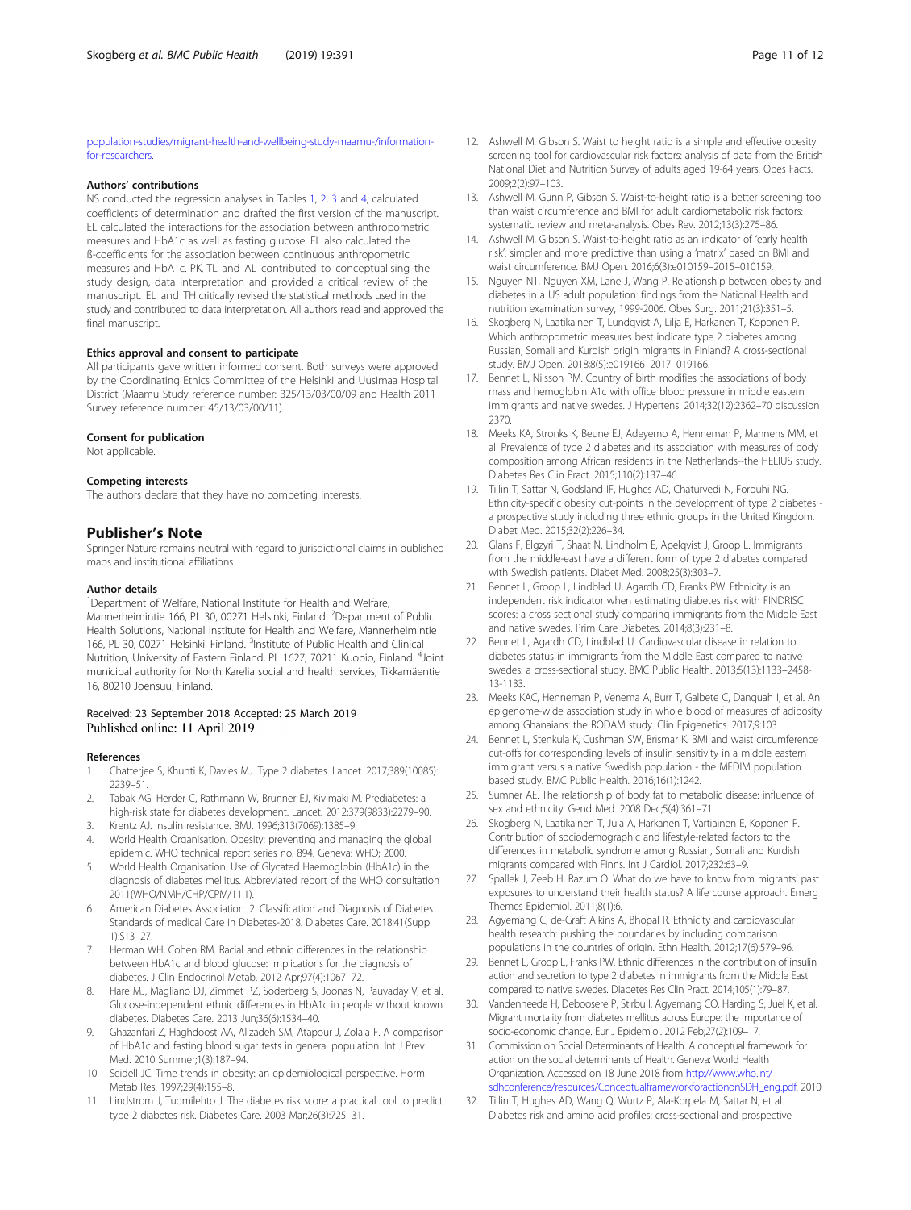population-studies/migrant-health-and-wellbeing-study-maamu-/information-for-researchers.

### Authors' contributions

NS conducted the regression analyses in Tables 1, 2, 3 and 4, calculated coefficients of determination and drafted the first version of the manuscript. EL calculated the interactions for the association between anthropometric measures and HbA1c as well as fasting glucose. EL also calculated the ß-coefficients for the association between continuous anthropometric measures and HbA1c. PK, TL and AL contributed to conceptualising the study design, data interpretation and provided a critical review of the manuscript. EL and TH critically revised the statistical methods used in the study and contributed to data interpretation. All authors read and approved the final manuscript.

### Ethics approval and consent to participate

All participants gave written informed consent. Both surveys were approved by the Coordinating Ethics Committee of the Helsinki and Uusimaa Hospital District (Maamu Study reference number: 325/13/03/00/09 and Health 2011 Survey reference number: 45/13/03/00/11).

### Consent for publication

Not applicable.

### Competing interests

The authors declare that they have no competing interests.

## Publisher's Note

Springer Nature remains neutral with regard to jurisdictional claims in published maps and institutional affiliations.

### Author details

[1]Department of Welfare, National Institute for Health and Welfare, Mannerheimintie 166, PL 30, 00271 Helsinki, Finland. [2]Department of Public Health Solutions, National Institute for Health and Welfare, Mannerheimintie 166, PL 30, 00271 Helsinki, Finland. [3]Institute of Public Health and Clinical Nutrition, University of Eastern Finland, PL 1627, 70211 Kuopio, Finland. [4]Joint municipal authority for North Karelia social and health services, Tikkamäentie 16, 80210 Joensuu, Finland.

Received: 23 September 2018 Accepted: 25 March 2019
Published online: 11 April 2019

### References

1. Chatterjee S, Khunti K, Davies MJ. Type 2 diabetes. Lancet. 2017;389(10085):2239–51.
2. Tabak AG, Herder C, Rathmann W, Brunner EJ, Kivimaki M. Prediabetes: a high-risk state for diabetes development. Lancet. 2012;379(9833):2279–90.
3. Krentz AJ. Insulin resistance. BMJ. 1996;313(7069):1385–9.
4. World Health Organisation. Obesity: preventing and managing the global epidemic. WHO technical report series no. 894. Geneva: WHO; 2000.
5. World Health Organisation. Use of Glycated Haemoglobin (HbA1c) in the diagnosis of diabetes mellitus. Abbreviated report of the WHO consultation 2011(WHO/NMH/CHP/CPM/11.1).
6. American Diabetes Association. 2. Classification and Diagnosis of Diabetes. Standards of medical Care in Diabetes-2018. Diabetes Care. 2018;41(Suppl 1):S13–27.
7. Herman WH, Cohen RM. Racial and ethnic differences in the relationship between HbA1c and blood glucose: implications for the diagnosis of diabetes. J Clin Endocrinol Metab. 2012 Apr;97(4):1067–72.
8. Hare MJ, Magliano DJ, Zimmet PZ, Soderberg S, Joonas N, Pauvaday V, et al. Glucose-independent ethnic differences in HbA1c in people without known diabetes. Diabetes Care. 2013 Jun;36(6):1534–40.
9. Ghazanfari Z, Haghdoost AA, Alizadeh SM, Atapour J, Zolala F. A comparison of HbA1c and fasting blood sugar tests in general population. Int J Prev Med. 2010 Summer;1(3):187–94.
10. Seidell JC. Time trends in obesity: an epidemiological perspective. Horm Metab Res. 1997;29(4):155–8.
11. Lindstrom J, Tuomilehto J. The diabetes risk score: a practical tool to predict type 2 diabetes risk. Diabetes Care. 2003 Mar;26(3):725–31.
12. Ashwell M, Gibson S. Waist to height ratio is a simple and effective obesity screening tool for cardiovascular risk factors: analysis of data from the British National Diet and Nutrition Survey of adults aged 19-64 years. Obes Facts. 2009;2(2):97–103.
13. Ashwell M, Gunn P, Gibson S. Waist-to-height ratio is a better screening tool than waist circumference and BMI for adult cardiometabolic risk factors: systematic review and meta-analysis. Obes Rev. 2012;13(3):275–86.
14. Ashwell M, Gibson S. Waist-to-height ratio as an indicator of 'early health risk': simpler and more predictive than using a 'matrix' based on BMI and waist circumference. BMJ Open. 2016;6(3):e010159–2015–010159.
15. Nguyen NT, Nguyen XM, Lane J, Wang P. Relationship between obesity and diabetes in a US adult population: findings from the National Health and nutrition examination survey, 1999-2006. Obes Surg. 2011;21(3):351–5.
16. Skogberg N, Laatikainen T, Lundqvist A, Lilja E, Harkanen T, Koponen P. Which anthropometric measures best indicate type 2 diabetes among Russian, Somali and Kurdish origin migrants in Finland? A cross-sectional study. BMJ Open. 2018;8(5):e019166–2017–019166.
17. Bennet L, Nilsson PM. Country of birth modifies the associations of body mass and hemoglobin A1c with office blood pressure in middle eastern immigrants and native swedes. J Hypertens. 2014;32(12):2362–70 discussion 2370.
18. Meeks KA, Stronks K, Beune EJ, Adeyemo A, Henneman P, Mannens MM, et al. Prevalence of type 2 diabetes and its association with measures of body composition among African residents in the Netherlands--the HELIUS study. Diabetes Res Clin Pract. 2015;110(2):137–46.
19. Tillin T, Sattar N, Godsland IF, Hughes AD, Chaturvedi N, Forouhi NG. Ethnicity-specific obesity cut-points in the development of type 2 diabetes - a prospective study including three ethnic groups in the United Kingdom. Diabet Med. 2015;32(2):226–34.
20. Glans F, Elgzyri T, Shaat N, Lindholm E, Apelqvist J, Groop L. Immigrants from the middle-east have a different form of type 2 diabetes compared with Swedish patients. Diabet Med. 2008;25(3):303–7.
21. Bennet L, Groop L, Lindblad U, Agardh CD, Franks PW. Ethnicity is an independent risk indicator when estimating diabetes risk with FINDRISC scores: a cross sectional study comparing immigrants from the Middle East and native swedes. Prim Care Diabetes. 2014;8(3):231–8.
22. Bennet L, Agardh CD, Lindblad U. Cardiovascular disease in relation to diabetes status in immigrants from the Middle East compared to native swedes: a cross-sectional study. BMC Public Health. 2013;5(13):1133–2458-13-1133.
23. Meeks KAC, Henneman P, Venema A, Burr T, Galbete C, Danquah I, et al. An epigenome-wide association study in whole blood of measures of adiposity among Ghanaians: the RODAM study. Clin Epigenetics. 2017;9:103.
24. Bennet L, Stenkula K, Cushman SW, Brismar K. BMI and waist circumference cut-offs for corresponding levels of insulin sensitivity in a middle eastern immigrant versus a native Swedish population - the MEDIM population based study. BMC Public Health. 2016;16(1):1242.
25. Sumner AE. The relationship of body fat to metabolic disease: influence of sex and ethnicity. Gend Med. 2008 Dec;5(4):361–71.
26. Skogberg N, Laatikainen T, Jula A, Harkanen T, Vartiainen E, Koponen P. Contribution of sociodemographic and lifestyle-related factors to the differences in metabolic syndrome among Russian, Somali and Kurdish migrants compared with Finns. Int J Cardiol. 2017;232:63–9.
27. Spallek J, Zeeb H, Razum O. What do we have to know from migrants' past exposures to understand their health status? A life course approach. Emerg Themes Epidemiol. 2011;8(1):6.
28. Agyemang C, de-Graft Aikins A, Bhopal R. Ethnicity and cardiovascular health research: pushing the boundaries by including comparison populations in the countries of origin. Ethn Health. 2012;17(6):579–96.
29. Bennet L, Groop L, Franks PW. Ethnic differences in the contribution of insulin action and secretion to type 2 diabetes in immigrants from the Middle East compared to native swedes. Diabetes Res Clin Pract. 2014;105(1):79–87.
30. Vandenheede H, Deboosere P, Stirbu I, Agyemang CO, Harding S, Juel K, et al. Migrant mortality from diabetes mellitus across Europe: the importance of socio-economic change. Eur J Epidemiol. 2012 Feb;27(2):109–17.
31. Commission on Social Determinants of Health. A conceptual framework for action on the social determinants of Health. Geneva: World Health Organization. Accessed on 18 June 2018 from http://www.who.int/sdhconference/resources/ConceptualframeworkforactiononSDH_eng.pdf. 2010
32. Tillin T, Hughes AD, Wang Q, Wurtz P, Ala-Korpela M, Sattar N, et al. Diabetes risk and amino acid profiles: cross-sectional and prospective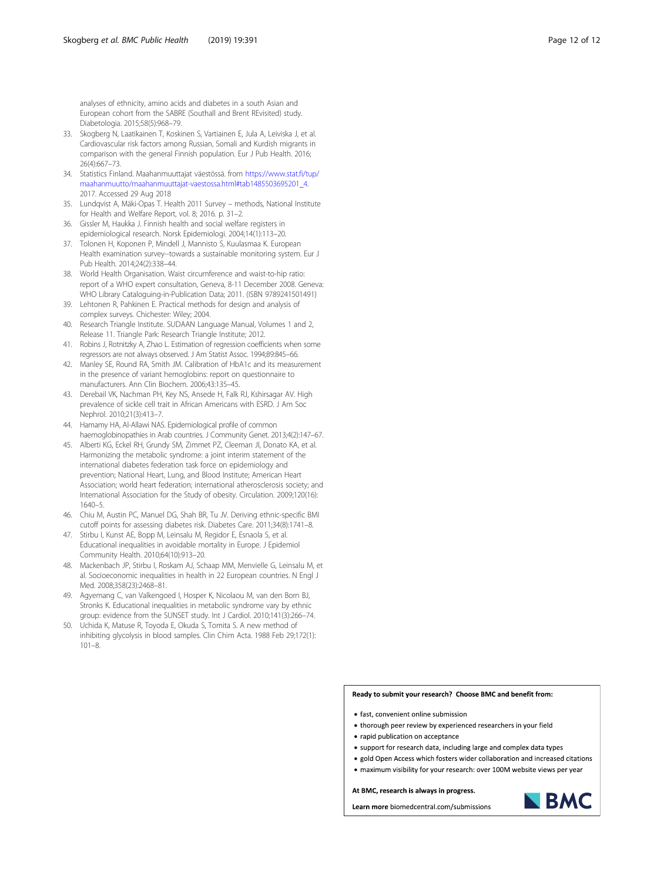analyses of ethnicity, amino acids and diabetes in a south Asian and European cohort from the SABRE (Southall and Brent REvisited) study. Diabetologia. 2015;58(5):968–79.

33. Skogberg N, Laatikainen T, Koskinen S, Vartiainen E, Jula A, Leiviska J, et al. Cardiovascular risk factors among Russian, Somali and Kurdish migrants in comparison with the general Finnish population. Eur J Pub Health. 2016; 26(4):667–73.
34. Statistics Finland. Maahanmuuttajat väestössä. from https://www.stat.fi/tup/maahanmuutto/maahanmuuttajat-vaestossa.html#tab1485503695201_4. 2017. Accessed 29 Aug 2018
35. Lundqvist A, Mäki-Opas T. Health 2011 Survey – methods, National Institute for Health and Welfare Report, vol. 8; 2016. p. 31–2.
36. Gissler M, Haukka J. Finnish health and social welfare registers in epidemiological research. Norsk Epidemiologi. 2004;14(1):113–20.
37. Tolonen H, Koponen P, Mindell J, Mannisto S, Kuulasmaa K. European Health examination survey--towards a sustainable monitoring system. Eur J Pub Health. 2014;24(2):338–44.
38. World Health Organisation. Waist circumference and waist-to-hip ratio: report of a WHO expert consultation, Geneva, 8-11 December 2008. Geneva: WHO Library Cataloguing-in-Publication Data; 2011. (ISBN 9789241501491)
39. Lehtonen R, Pahkinen E. Practical methods for design and analysis of complex surveys. Chichester: Wiley; 2004.
40. Research Triangle Institute. SUDAAN Language Manual, Volumes 1 and 2, Release 11. Triangle Park: Research Triangle Institute; 2012.
41. Robins J, Rotnitzky A, Zhao L. Estimation of regression coefficients when some regressors are not always observed. J Am Statist Assoc. 1994;89:845–66.
42. Manley SE, Round RA, Smith JM. Calibration of HbA1c and its measurement in the presence of variant hemoglobins: report on questionnaire to manufacturers. Ann Clin Biochem. 2006;43:135–45.
43. Derebail VK, Nachman PH, Key NS, Ansede H, Falk RJ, Kshirsagar AV. High prevalence of sickle cell trait in African Americans with ESRD. J Am Soc Nephrol. 2010;21(3):413–7.
44. Hamamy HA, Al-Allawi NAS. Epidemiological profile of common haemoglobinopathies in Arab countries. J Community Genet. 2013;4(2):147–67.
45. Alberti KG, Eckel RH, Grundy SM, Zimmet PZ, Cleeman JI, Donato KA, et al. Harmonizing the metabolic syndrome: a joint interim statement of the international diabetes federation task force on epidemiology and prevention; National Heart, Lung, and Blood Institute; American Heart Association; world heart federation; international atherosclerosis society; and International Association for the Study of obesity. Circulation. 2009;120(16): 1640–5.
46. Chiu M, Austin PC, Manuel DG, Shah BR, Tu JV. Deriving ethnic-specific BMI cutoff points for assessing diabetes risk. Diabetes Care. 2011;34(8):1741–8.
47. Stirbu I, Kunst AE, Bopp M, Leinsalu M, Regidor E, Esnaola S, et al. Educational inequalities in avoidable mortality in Europe. J Epidemiol Community Health. 2010;64(10):913–20.
48. Mackenbach JP, Stirbu I, Roskam AJ, Schaap MM, Menvielle G, Leinsalu M, et al. Socioeconomic inequalities in health in 22 European countries. N Engl J Med. 2008;358(23):2468–81.
49. Agyemang C, van Valkengoed I, Hosper K, Nicolaou M, van den Born BJ, Stronks K. Educational inequalities in metabolic syndrome vary by ethnic group: evidence from the SUNSET study. Int J Cardiol. 2010;141(3):266–74.
50. Uchida K, Matuse R, Toyoda E, Okuda S, Tomita S. A new method of inhibiting glycolysis in blood samples. Clin Chim Acta. 1988 Feb 29;172(1): 101–8.

**Ready to submit your research? Choose BMC and benefit from:**

- fast, convenient online submission
- thorough peer review by experienced researchers in your field
- rapid publication on acceptance
- support for research data, including large and complex data types
- gold Open Access which fosters wider collaboration and increased citations
- maximum visibility for your research: over 100M website views per year

**At BMC, research is always in progress.**

**Learn more** biomedcentral.com/submissions

BMC